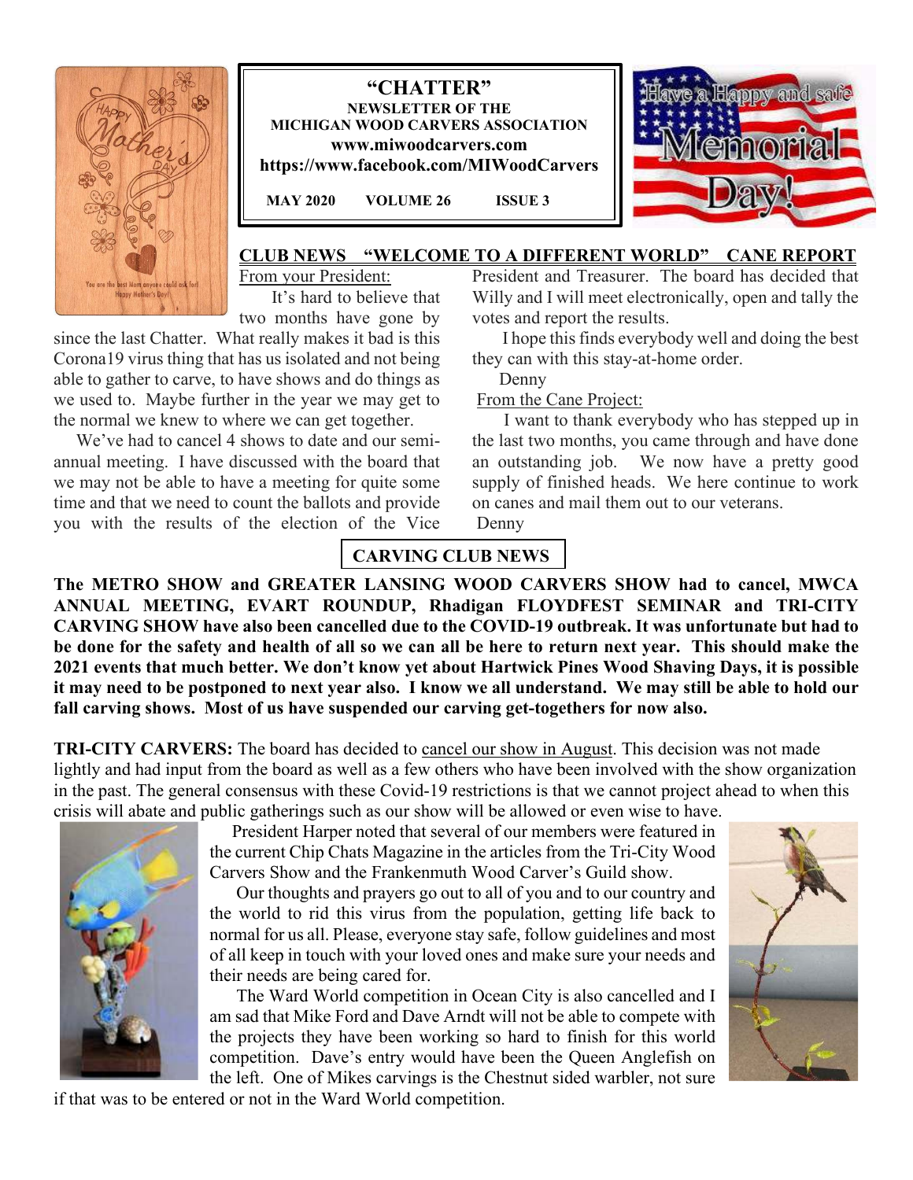# "CHATTER"

**NEWSLETTER OF THE**
**MICHIGAN WOOD CARVERS ASSOCIATION**
**www.miwoodcarvers.com**
**https://www.facebook.com/MIWoodCarvers**

**MAY 2020 VOLUME 26 ISSUE 3**

## CLUB NEWS "WELCOME TO A DIFFERENT WORLD" CANE REPORT

From your President:

It's hard to believe that two months have gone by since the last Chatter. What really makes it bad is this Corona19 virus thing that has us isolated and not being able to gather to carve, to have shows and do things as we used to. Maybe further in the year we may get to the normal we knew to where we can get together.

We've had to cancel 4 shows to date and our semi-annual meeting. I have discussed with the board that we may not be able to have a meeting for quite some time and that we need to count the ballots and provide you with the results of the election of the Vice President and Treasurer. The board has decided that Willy and I will meet electronically, open and tally the votes and report the results.

I hope this finds everybody well and doing the best they can with this stay-at-home order.

Denny

From the Cane Project:

I want to thank everybody who has stepped up in the last two months, you came through and have done an outstanding job. We now have a pretty good supply of finished heads. We here continue to work on canes and mail them out to our veterans.

Denny

## CARVING CLUB NEWS

**The METRO SHOW and GREATER LANSING WOOD CARVERS SHOW had to cancel, MWCA ANNUAL MEETING, EVART ROUNDUP, Rhadigan FLOYDFEST SEMINAR and TRI-CITY CARVING SHOW have also been cancelled due to the COVID-19 outbreak. It was unfortunate but had to be done for the safety and health of all so we can all be here to return next year. This should make the 2021 events that much better. We don't know yet about Hartwick Pines Wood Shaving Days, it is possible it may need to be postponed to next year also. I know we all understand. We may still be able to hold our fall carving shows. Most of us have suspended our carving get-togethers for now also.**

**TRI-CITY CARVERS:** The board has decided to cancel our show in August. This decision was not made lightly and had input from the board as well as a few others who have been involved with the show organization in the past. The general consensus with these Covid-19 restrictions is that we cannot project ahead to when this crisis will abate and public gatherings such as our show will be allowed or even wise to have.

President Harper noted that several of our members were featured in the current Chip Chats Magazine in the articles from the Tri-City Wood Carvers Show and the Frankenmuth Wood Carver's Guild show.

Our thoughts and prayers go out to all of you and to our country and the world to rid this virus from the population, getting life back to normal for us all. Please, everyone stay safe, follow guidelines and most of all keep in touch with your loved ones and make sure your needs and their needs are being cared for.

The Ward World competition in Ocean City is also cancelled and I am sad that Mike Ford and Dave Arndt will not be able to compete with the projects they have been working so hard to finish for this world competition. Dave's entry would have been the Queen Anglefish on the left. One of Mikes carvings is the Chestnut sided warbler, not sure if that was to be entered or not in the Ward World competition.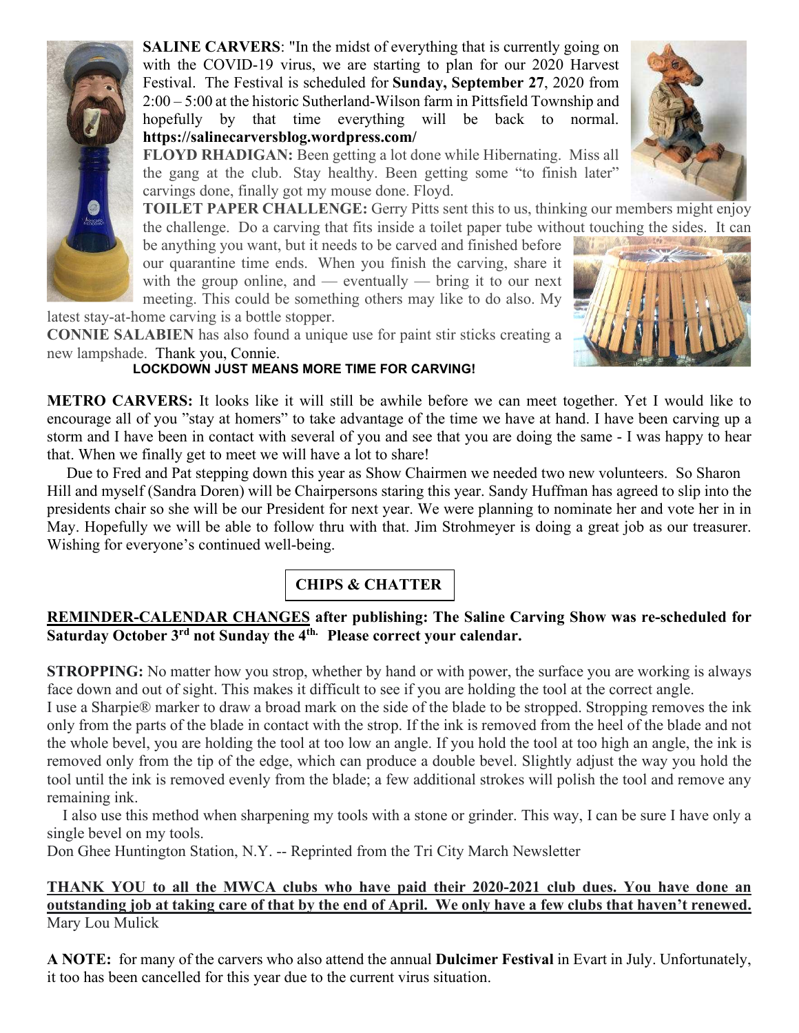**SALINE CARVERS**: "In the midst of everything that is currently going on with the COVID-19 virus, we are starting to plan for our 2020 Harvest Festival. The Festival is scheduled for **Sunday, September 27**, 2020 from 2:00 – 5:00 at the historic Sutherland-Wilson farm in Pittsfield Township and hopefully by that time everything will be back to normal. **https://salinecarversblog.wordpress.com/**

**FLOYD RHADIGAN:** Been getting a lot done while Hibernating. Miss all the gang at the club. Stay healthy. Been getting some "to finish later" carvings done, finally got my mouse done. Floyd.

**TOILET PAPER CHALLENGE:** Gerry Pitts sent this to us, thinking our members might enjoy the challenge. Do a carving that fits inside a toilet paper tube without touching the sides. It can be anything you want, but it needs to be carved and finished before our quarantine time ends. When you finish the carving, share it with the group online, and — eventually — bring it to our next meeting. This could be something others may like to do also. My latest stay-at-home carving is a bottle stopper.

**CONNIE SALABIEN** has also found a unique use for paint stir sticks creating a new lampshade. Thank you, Connie.

**LOCKDOWN JUST MEANS MORE TIME FOR CARVING!**

**METRO CARVERS:** It looks like it will still be awhile before we can meet together. Yet I would like to encourage all of you "stay at homers" to take advantage of the time we have at hand. I have been carving up a storm and I have been in contact with several of you and see that you are doing the same - I was happy to hear that. When we finally get to meet we will have a lot to share!

Due to Fred and Pat stepping down this year as Show Chairmen we needed two new volunteers. So Sharon Hill and myself (Sandra Doren) will be Chairpersons staring this year. Sandy Huffman has agreed to slip into the presidents chair so she will be our President for next year. We were planning to nominate her and vote her in in May. Hopefully we will be able to follow thru with that. Jim Strohmeyer is doing a great job as our treasurer. Wishing for everyone's continued well-being.

## CHIPS & CHATTER

**REMINDER-CALENDAR CHANGES after publishing: The Saline Carving Show was re-scheduled for Saturday October 3rd not Sunday the 4th. Please correct your calendar.**

**STROPPING:** No matter how you strop, whether by hand or with power, the surface you are working is always face down and out of sight. This makes it difficult to see if you are holding the tool at the correct angle.

I use a Sharpie® marker to draw a broad mark on the side of the blade to be stropped. Stropping removes the ink only from the parts of the blade in contact with the strop. If the ink is removed from the heel of the blade and not the whole bevel, you are holding the tool at too low an angle. If you hold the tool at too high an angle, the ink is removed only from the tip of the edge, which can produce a double bevel. Slightly adjust the way you hold the tool until the ink is removed evenly from the blade; a few additional strokes will polish the tool and remove any remaining ink.

I also use this method when sharpening my tools with a stone or grinder. This way, I can be sure I have only a single bevel on my tools.

Don Ghee Huntington Station, N.Y. -- Reprinted from the Tri City March Newsletter

**THANK YOU to all the MWCA clubs who have paid their 2020-2021 club dues. You have done an outstanding job at taking care of that by the end of April. We only have a few clubs that haven't renewed.**
Mary Lou Mulick

**A NOTE:** for many of the carvers who also attend the annual **Dulcimer Festival** in Evart in July. Unfortunately, it too has been cancelled for this year due to the current virus situation.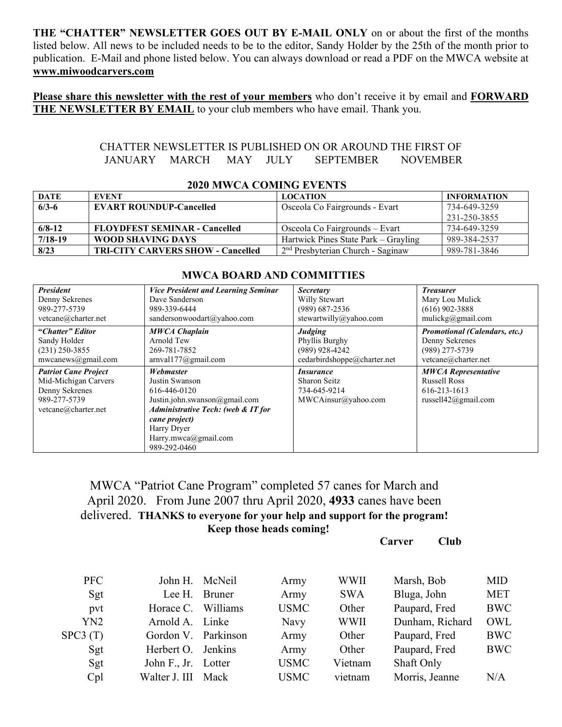**THE "CHATTER" NEWSLETTER GOES OUT BY E-MAIL ONLY** on or about the first of the months listed below. All news to be included needs to be to the editor, Sandy Holder by the 25th of the month prior to publication. E-Mail and phone listed below. You can always download or read a PDF on the MWCA website at **www.miwoodcarvers.com**

**Please share this newsletter with the rest of your members** who don't receive it by email and **FORWARD THE NEWSLETTER BY EMAIL** to your club members who have email. Thank you.

CHATTER NEWSLETTER IS PUBLISHED ON OR AROUND THE FIRST OF
JANUARY MARCH MAY JULY SEPTEMBER NOVEMBER

## 2020 MWCA COMING EVENTS

| DATE | EVENT | LOCATION | INFORMATION |
|---|---|---|---|
| **6/3-6** | **EVART ROUNDUP-Cancelled** | Osceola Co Fairgrounds - Evart | 734-649-3259<br>231-250-3855 |
| **6/8-12** | **FLOYDFEST SEMINAR - Cancelled** | Osceola Co Fairgrounds – Evart | 734-649-3259 |
| **7/18-19** | **WOOD SHAVING DAYS** | Hartwick Pines State Park – Grayling | 989-384-2537 |
| **8/23** | **TRI-CITY CARVERS SHOW - Cancelled** | 2nd Presbyterian Church - Saginaw | 989-781-3846 |

## MWCA BOARD AND COMMITTIES

| *President* | *Vice President and Learning Seminar* | *Secretary* | *Treasurer* |
|---|---|---|---|
| Denny Sekrenes<br>989-277-5739<br>vetcane@charter.net | Dave Sanderson<br>989-339-6444<br>sandersonwoodart@yahoo.com | Willy Stewart<br>(989) 687-2536<br>stewartwilly@yahoo.com | Mary Lou Mulick<br>(616) 902-3888<br>mulickg@gmail.com |
| ***"Chatter" Editor***<br>Sandy Holder<br>(231) 250-3855<br>mwcanews@gmail.com | ***MWCA Chaplain***<br>Arnold Tew<br>269-781-7852<br>arnval177@gmail.com | ***Judging***<br>Phyllis Burghy<br>(989) 928-4242<br>cedarbirdshoppe@charter.net | ***Promotional (Calendars, etc.)***<br>Denny Sekrenes<br>(989) 277-5739<br>vetcane@charter.net |
| ***Patriot Cane Project***<br>Mid-Michigan Carvers<br>Denny Sekrenes<br>989-277-5739<br>vetcane@charter.net | ***Webmaster***<br>Justin Swanson<br>616-446-0120<br>Justin.john.swanson@gmail.com<br>***Administrative Tech: (web & IT for cane project)***<br>Harry Dryer<br>Harry.mwca@gmail.com<br>989-292-0460 | ***Insurance***<br>Sharon Seitz<br>734-645-9214<br>MWCAinsur@yahoo.com | ***MWCA Representative***<br>Russell Ross<br>616-213-1613<br>russell42@gmail.com |

MWCA "Patriot Cane Program" completed 57 canes for March and April 2020. From June 2007 thru April 2020, **4933** canes have been delivered. **THANKS to everyone for your help and support for the program! Keep those heads coming!**

| Rank | First | Last | Branch | Era | Carver | Club |
|---|---|---|---|---|---|---|
| PFC | John H. | McNeil | Army | WWII | Marsh, Bob | MID |
| Sgt | Lee H. | Bruner | Army | SWA | Bluga, John | MET |
| pvt | Horace C. | Williams | USMC | Other | Paupard, Fred | BWC |
| YN2 | Arnold A. | Linke | Navy | WWII | Dunham, Richard | OWL |
| SPC3 (T) | Gordon V. | Parkinson | Army | Other | Paupard, Fred | BWC |
| Sgt | Herbert O. | Jenkins | Army | Other | Paupard, Fred | BWC |
| Sgt | John F., Jr. | Lotter | USMC | Vietnam | Shaft Only | |
| Cpl | Walter J. III | Mack | USMC | vietnam | Morris, Jeanne | N/A |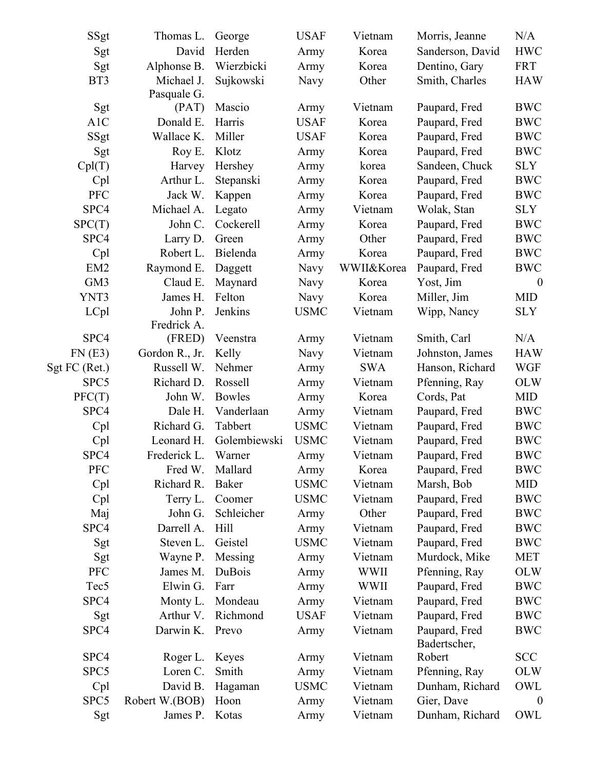| | | | | | | |
|---|---|---|---|---|---|---|
| SSgt | Thomas L. | George | USAF | Vietnam | Morris, Jeanne | N/A |
| Sgt | David | Herden | Army | Korea | Sanderson, David | HWC |
| Sgt | Alphonse B. | Wierzbicki | Army | Korea | Dentino, Gary | FRT |
| BT3 | Michael J. | Sujkowski | Navy | Other | Smith, Charles | HAW |
| Sgt | Pasquale G. (PAT) | Mascio | Army | Vietnam | Paupard, Fred | BWC |
| A1C | Donald E. | Harris | USAF | Korea | Paupard, Fred | BWC |
| SSgt | Wallace K. | Miller | USAF | Korea | Paupard, Fred | BWC |
| Sgt | Roy E. | Klotz | Army | Korea | Paupard, Fred | BWC |
| Cpl(T) | Harvey | Hershey | Army | korea | Sandeen, Chuck | SLY |
| Cpl | Arthur L. | Stepanski | Army | Korea | Paupard, Fred | BWC |
| PFC | Jack W. | Kappen | Army | Korea | Paupard, Fred | BWC |
| SPC4 | Michael A. | Legato | Army | Vietnam | Wolak, Stan | SLY |
| SPC(T) | John C. | Cockerell | Army | Korea | Paupard, Fred | BWC |
| SPC4 | Larry D. | Green | Army | Other | Paupard, Fred | BWC |
| Cpl | Robert L. | Bielenda | Army | Korea | Paupard, Fred | BWC |
| EM2 | Raymond E. | Daggett | Navy | WWII&Korea | Paupard, Fred | BWC |
| GM3 | Claud E. | Maynard | Navy | Korea | Yost, Jim | 0 |
| YNT3 | James H. | Felton | Navy | Korea | Miller, Jim | MID |
| LCpl | John P. | Jenkins | USMC | Vietnam | Wipp, Nancy | SLY |
| SPC4 | Fredrick A. (FRED) | Veenstra | Army | Vietnam | Smith, Carl | N/A |
| FN (E3) | Gordon R., Jr. | Kelly | Navy | Vietnam | Johnston, James | HAW |
| Sgt FC (Ret.) | Russell W. | Nehmer | Army | SWA | Hanson, Richard | WGF |
| SPC5 | Richard D. | Rossell | Army | Vietnam | Pfenning, Ray | OLW |
| PFC(T) | John W. | Bowles | Army | Korea | Cords, Pat | MID |
| SPC4 | Dale H. | Vanderlaan | Army | Vietnam | Paupard, Fred | BWC |
| Cpl | Richard G. | Tabbert | USMC | Vietnam | Paupard, Fred | BWC |
| Cpl | Leonard H. | Golembiewski | USMC | Vietnam | Paupard, Fred | BWC |
| SPC4 | Frederick L. | Warner | Army | Vietnam | Paupard, Fred | BWC |
| PFC | Fred W. | Mallard | Army | Korea | Paupard, Fred | BWC |
| Cpl | Richard R. | Baker | USMC | Vietnam | Marsh, Bob | MID |
| Cpl | Terry L. | Coomer | USMC | Vietnam | Paupard, Fred | BWC |
| Maj | John G. | Schleicher | Army | Other | Paupard, Fred | BWC |
| SPC4 | Darrell A. | Hill | Army | Vietnam | Paupard, Fred | BWC |
| Sgt | Steven L. | Geistel | USMC | Vietnam | Paupard, Fred | BWC |
| Sgt | Wayne P. | Messing | Army | Vietnam | Murdock, Mike | MET |
| PFC | James M. | DuBois | Army | WWII | Pfenning, Ray | OLW |
| Tec5 | Elwin G. | Farr | Army | WWII | Paupard, Fred | BWC |
| SPC4 | Monty L. | Mondeau | Army | Vietnam | Paupard, Fred | BWC |
| Sgt | Arthur V. | Richmond | USAF | Vietnam | Paupard, Fred | BWC |
| SPC4 | Darwin K. | Prevo | Army | Vietnam | Paupard, Fred | BWC |
| SPC4 | Roger L. | Keyes | Army | Vietnam | Badertscher, Robert | SCC |
| SPC5 | Loren C. | Smith | Army | Vietnam | Pfenning, Ray | OLW |
| Cpl | David B. | Hagaman | USMC | Vietnam | Dunham, Richard | OWL |
| SPC5 | Robert W.(BOB) | Hoon | Army | Vietnam | Gier, Dave | 0 |
| Sgt | James P. | Kotas | Army | Vietnam | Dunham, Richard | OWL |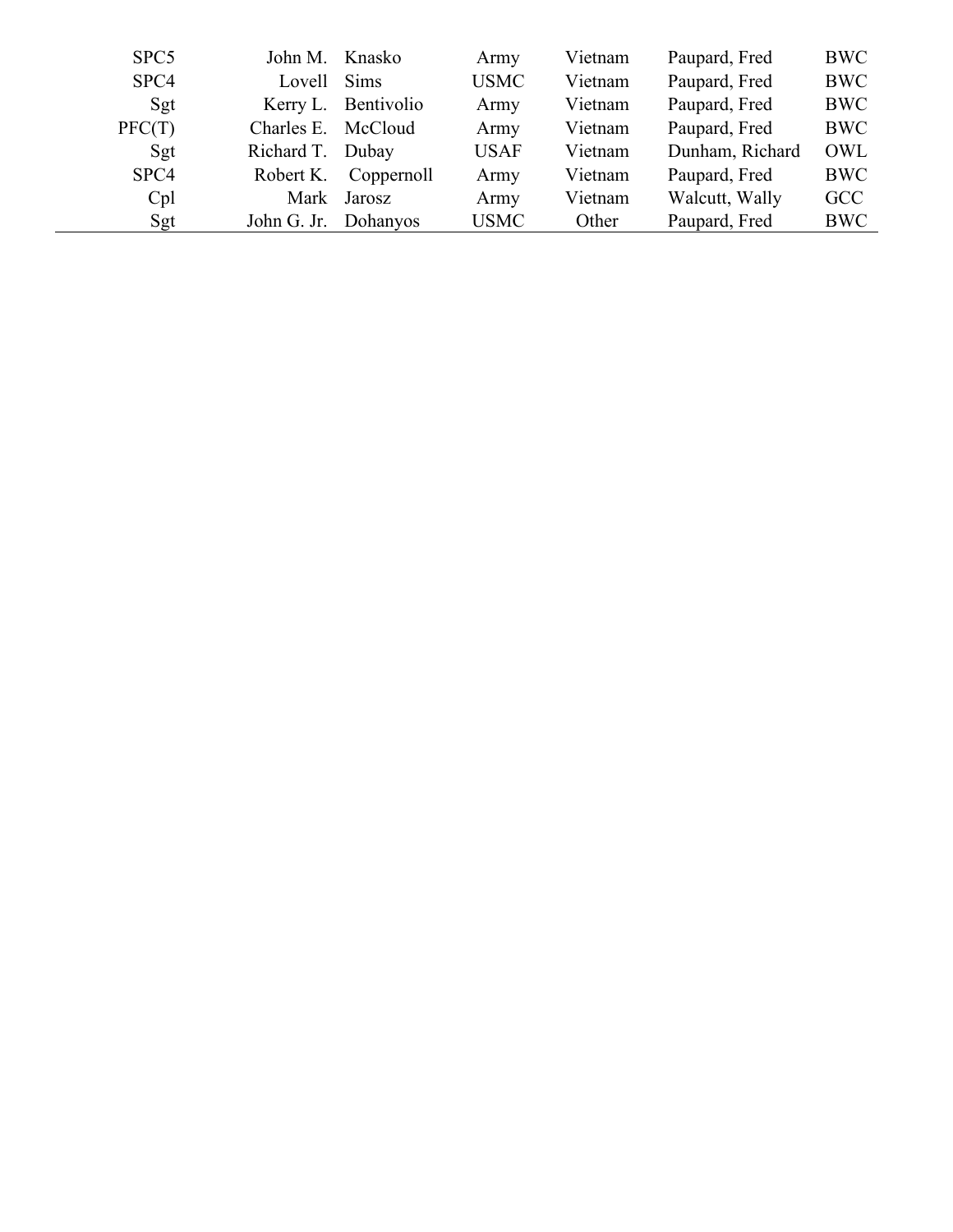| | | | | | | |
|---|---|---|---|---|---|---|
| SPC5 | John M. | Knasko | Army | Vietnam | Paupard, Fred | BWC |
| SPC4 | Lovell | Sims | USMC | Vietnam | Paupard, Fred | BWC |
| Sgt | Kerry L. | Bentivolio | Army | Vietnam | Paupard, Fred | BWC |
| PFC(T) | Charles E. | McCloud | Army | Vietnam | Paupard, Fred | BWC |
| Sgt | Richard T. | Dubay | USAF | Vietnam | Dunham, Richard | OWL |
| SPC4 | Robert K. | Coppernoll | Army | Vietnam | Paupard, Fred | BWC |
| Cpl | Mark | Jarosz | Army | Vietnam | Walcutt, Wally | GCC |
| Sgt | John G. Jr. | Dohanyos | USMC | Other | Paupard, Fred | BWC |